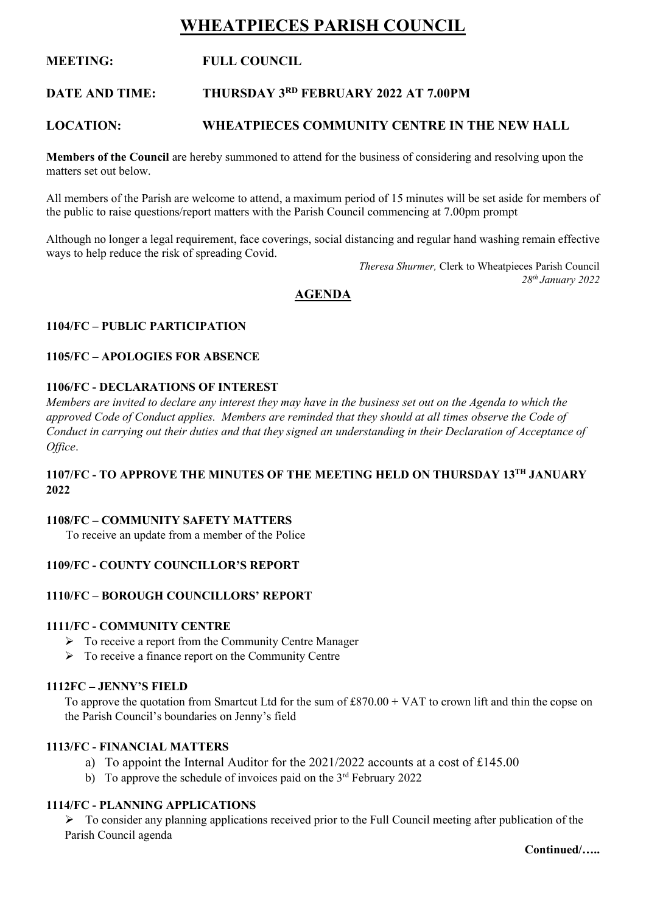# WHEATPIECES PARISH COUNCIL

**MEETING:** **FULL COUNCIL**

**DATE AND TIME:** **THURSDAY 3RD FEBRUARY 2022 AT 7.00PM**

**LOCATION:** **WHEATPIECES COMMUNITY CENTRE IN THE NEW HALL**

**Members of the Council** are hereby summoned to attend for the business of considering and resolving upon the matters set out below.

All members of the Parish are welcome to attend, a maximum period of 15 minutes will be set aside for members of the public to raise questions/report matters with the Parish Council commencing at 7.00pm prompt

Although no longer a legal requirement, face coverings, social distancing and regular hand washing remain effective ways to help reduce the risk of spreading Covid.

*Theresa Shurmer,* Clerk to Wheatpieces Parish Council
*28th January 2022*

## AGENDA

### 1104/FC – PUBLIC PARTICIPATION

### 1105/FC – APOLOGIES FOR ABSENCE

### 1106/FC - DECLARATIONS OF INTEREST

*Members are invited to declare any interest they may have in the business set out on the Agenda to which the approved Code of Conduct applies. Members are reminded that they should at all times observe the Code of Conduct in carrying out their duties and that they signed an understanding in their Declaration of Acceptance of Office*.

### 1107/FC - TO APPROVE THE MINUTES OF THE MEETING HELD ON THURSDAY 13TH JANUARY 2022

### 1108/FC – COMMUNITY SAFETY MATTERS

To receive an update from a member of the Police

### 1109/FC - COUNTY COUNCILLOR'S REPORT

### 1110/FC – BOROUGH COUNCILLORS' REPORT

### 1111/FC - COMMUNITY CENTRE

- To receive a report from the Community Centre Manager
- To receive a finance report on the Community Centre

### 1112FC – JENNY'S FIELD

To approve the quotation from Smartcut Ltd for the sum of £870.00 + VAT to crown lift and thin the copse on the Parish Council's boundaries on Jenny's field

### 1113/FC - FINANCIAL MATTERS

a) To appoint the Internal Auditor for the 2021/2022 accounts at a cost of £145.00
b) To approve the schedule of invoices paid on the 3rd February 2022

### 1114/FC - PLANNING APPLICATIONS

- To consider any planning applications received prior to the Full Council meeting after publication of the Parish Council agenda

**Continued/…..**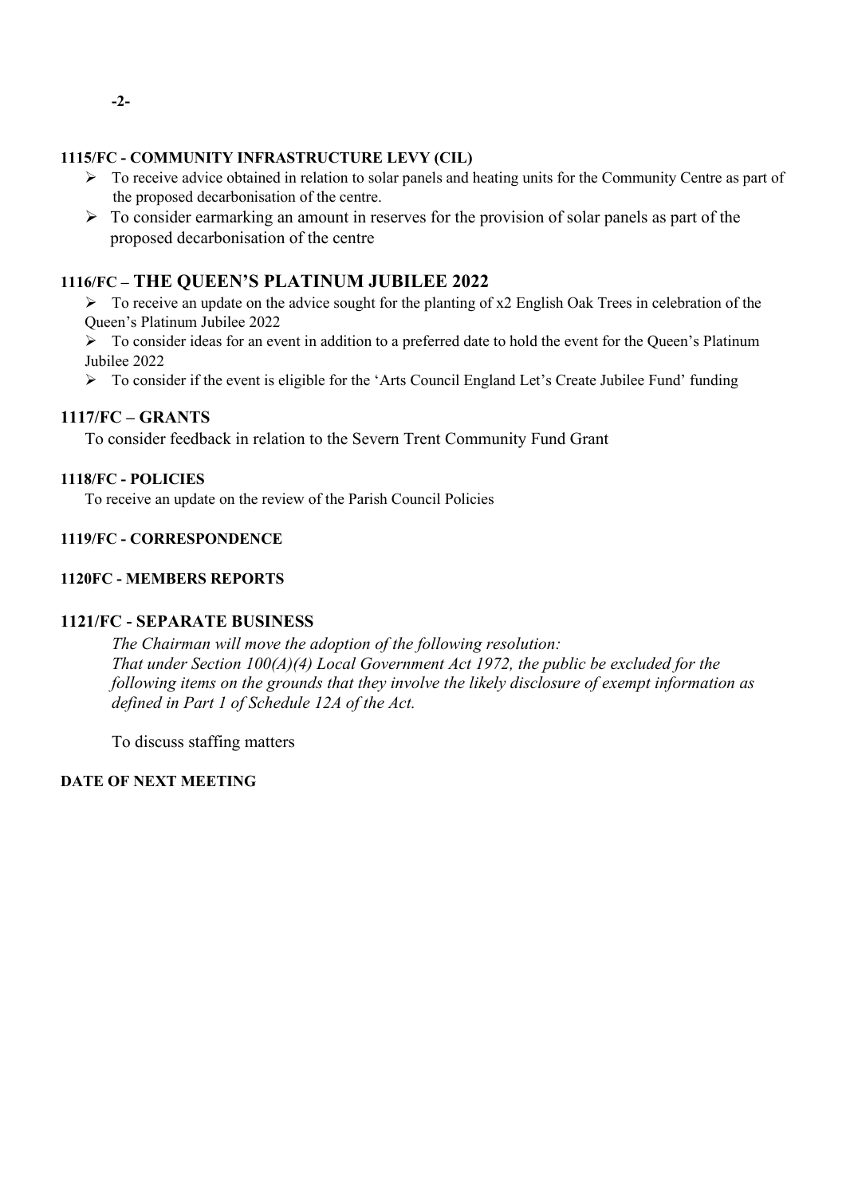### 1115/FC - COMMUNITY INFRASTRUCTURE LEVY (CIL)

- To receive advice obtained in relation to solar panels and heating units for the Community Centre as part of the proposed decarbonisation of the centre.
- To consider earmarking an amount in reserves for the provision of solar panels as part of the proposed decarbonisation of the centre

### 1116/FC – THE QUEEN'S PLATINUM JUBILEE 2022

- To receive an update on the advice sought for the planting of x2 English Oak Trees in celebration of the Queen's Platinum Jubilee 2022
- To consider ideas for an event in addition to a preferred date to hold the event for the Queen's Platinum Jubilee 2022
- To consider if the event is eligible for the 'Arts Council England Let's Create Jubilee Fund' funding

### 1117/FC – GRANTS

To consider feedback in relation to the Severn Trent Community Fund Grant

### 1118/FC - POLICIES

To receive an update on the review of the Parish Council Policies

### 1119/FC - CORRESPONDENCE

### 1120FC - MEMBERS REPORTS

### 1121/FC - SEPARATE BUSINESS

*The Chairman will move the adoption of the following resolution:*
*That under Section 100(A)(4) Local Government Act 1972, the public be excluded for the following items on the grounds that they involve the likely disclosure of exempt information as defined in Part 1 of Schedule 12A of the Act.*

To discuss staffing matters

### DATE OF NEXT MEETING